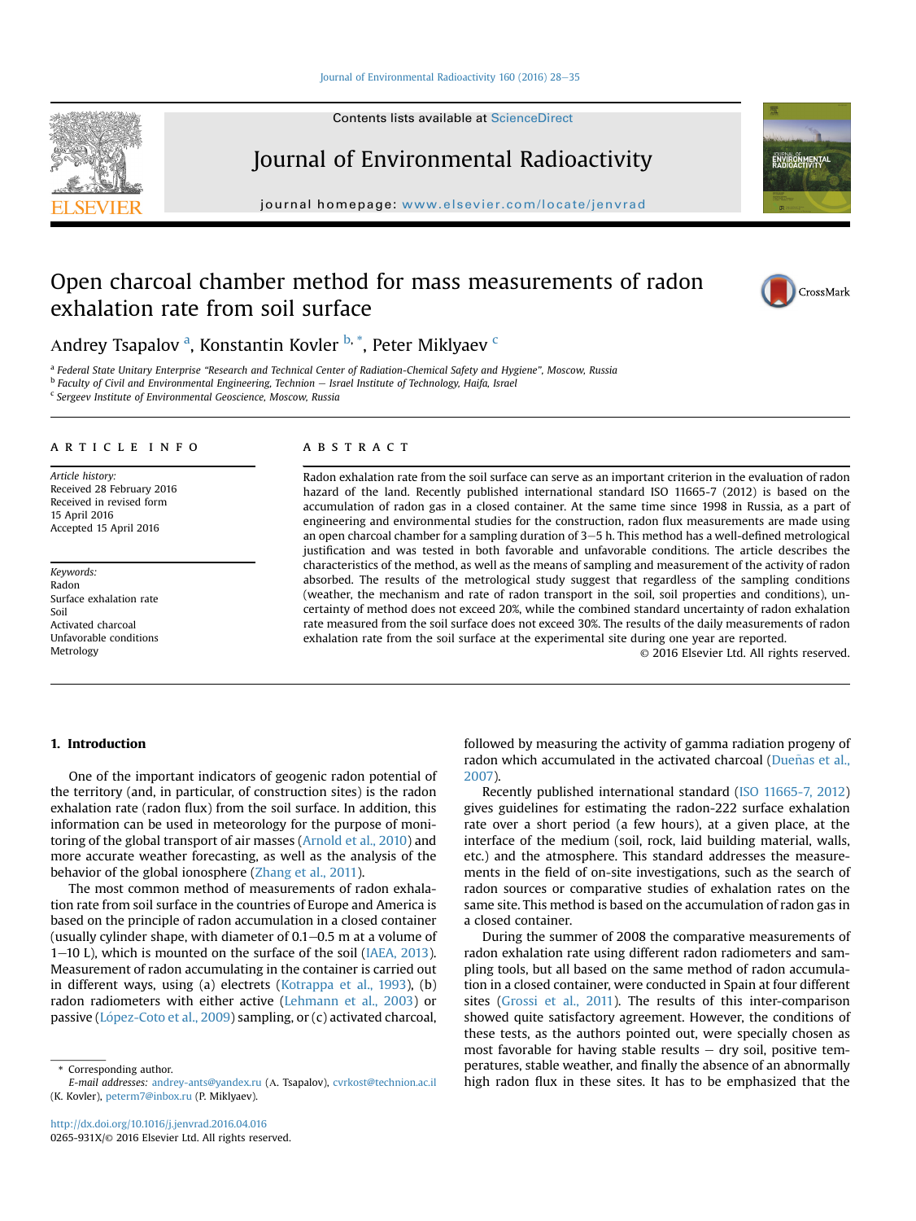Contents lists available at ScienceDirect

# Journal of Environmental Radioactivity

journal homepage: www.elsevier.com/locate/jenvrad

# Open charcoal chamber method for mass measurements of radon exhalation rate from soil surface

Andrey Tsapalov [a], Konstantin Kovler [b,*], Peter Miklyaev [c]

[a] Federal State Unitary Enterprise "Research and Technical Center of Radiation-Chemical Safety and Hygiene", Moscow, Russia
[b] Faculty of Civil and Environmental Engineering, Technion – Israel Institute of Technology, Haifa, Israel
[c] Sergeev Institute of Environmental Geoscience, Moscow, Russia

**ARTICLE INFO**

*Article history:*
Received 28 February 2016
Received in revised form
15 April 2016
Accepted 15 April 2016

*Keywords:*
Radon
Surface exhalation rate
Soil
Activated charcoal
Unfavorable conditions
Metrology

**ABSTRACT**

Radon exhalation rate from the soil surface can serve as an important criterion in the evaluation of radon hazard of the land. Recently published international standard ISO 11665-7 (2012) is based on the accumulation of radon gas in a closed container. At the same time since 1998 in Russia, as a part of engineering and environmental studies for the construction, radon flux measurements are made using an open charcoal chamber for a sampling duration of 3–5 h. This method has a well-defined metrological justification and was tested in both favorable and unfavorable conditions. The article describes the characteristics of the method, as well as the means of sampling and measurement of the activity of radon absorbed. The results of the metrological study suggest that regardless of the sampling conditions (weather, the mechanism and rate of radon transport in the soil, soil properties and conditions), uncertainty of method does not exceed 20%, while the combined standard uncertainty of radon exhalation rate measured from the soil surface does not exceed 30%. The results of the daily measurements of radon exhalation rate from the soil surface at the experimental site during one year are reported.

© 2016 Elsevier Ltd. All rights reserved.

## 1. Introduction

One of the important indicators of geogenic radon potential of the territory (and, in particular, of construction sites) is the radon exhalation rate (radon flux) from the soil surface. In addition, this information can be used in meteorology for the purpose of monitoring of the global transport of air masses (Arnold et al., 2010) and more accurate weather forecasting, as well as the analysis of the behavior of the global ionosphere (Zhang et al., 2011).

The most common method of measurements of radon exhalation rate from soil surface in the countries of Europe and America is based on the principle of radon accumulation in a closed container (usually cylinder shape, with diameter of 0.1–0.5 m at a volume of 1–10 L), which is mounted on the surface of the soil (IAEA, 2013). Measurement of radon accumulating in the container is carried out in different ways, using (a) electrets (Kotrappa et al., 1993), (b) radon radiometers with either active (Lehmann et al., 2003) or passive (López-Coto et al., 2009) sampling, or (c) activated charcoal, followed by measuring the activity of gamma radiation progeny of radon which accumulated in the activated charcoal (Dueñas et al., 2007).

Recently published international standard (ISO 11665-7, 2012) gives guidelines for estimating the radon-222 surface exhalation rate over a short period (a few hours), at a given place, at the interface of the medium (soil, rock, laid building material, walls, etc.) and the atmosphere. This standard addresses the measurements in the field of on-site investigations, such as the search of radon sources or comparative studies of exhalation rates on the same site. This method is based on the accumulation of radon gas in a closed container.

During the summer of 2008 the comparative measurements of radon exhalation rate using different radon radiometers and sampling tools, but all based on the same method of radon accumulation in a closed container, were conducted in Spain at four different sites (Grossi et al., 2011). The results of this inter-comparison showed quite satisfactory agreement. However, the conditions of these tests, as the authors pointed out, were specially chosen as most favorable for having stable results – dry soil, positive temperatures, stable weather, and finally the absence of an abnormally high radon flux in these sites. It has to be emphasized that the

\* Corresponding author.
*E-mail addresses:* andrey-ants@yandex.ru (A. Tsapalov), cvrkost@technion.ac.il (K. Kovler), peterm7@inbox.ru (P. Miklyaev).

http://dx.doi.org/10.1016/j.jenvrad.2016.04.016
0265-931X/© 2016 Elsevier Ltd. All rights reserved.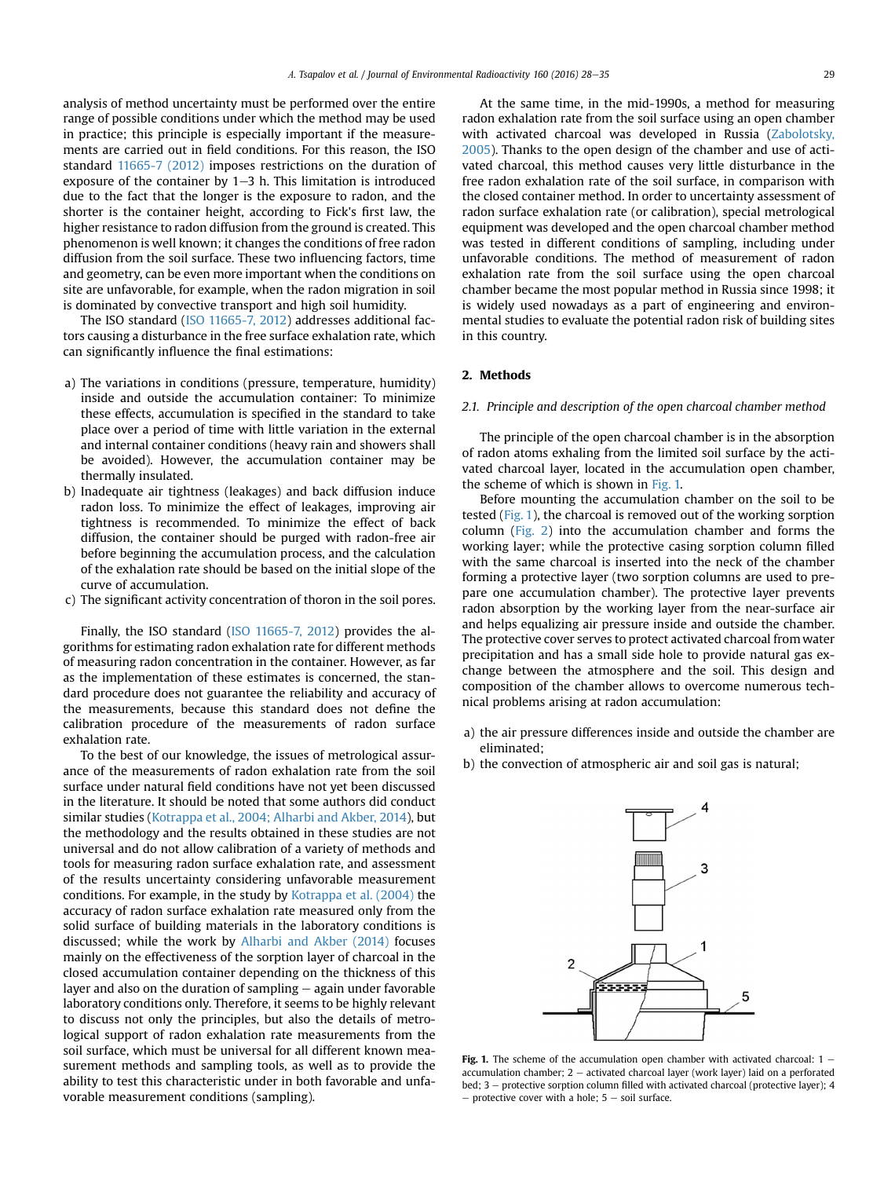analysis of method uncertainty must be performed over the entire range of possible conditions under which the method may be used in practice; this principle is especially important if the measurements are carried out in field conditions. For this reason, the ISO standard 11665-7 (2012) imposes restrictions on the duration of exposure of the container by 1–3 h. This limitation is introduced due to the fact that the longer is the exposure to radon, and the shorter is the container height, according to Fick's first law, the higher resistance to radon diffusion from the ground is created. This phenomenon is well known; it changes the conditions of free radon diffusion from the soil surface. These two influencing factors, time and geometry, can be even more important when the conditions on site are unfavorable, for example, when the radon migration in soil is dominated by convective transport and high soil humidity.

The ISO standard (ISO 11665-7, 2012) addresses additional factors causing a disturbance in the free surface exhalation rate, which can significantly influence the final estimations:

a) The variations in conditions (pressure, temperature, humidity) inside and outside the accumulation container: To minimize these effects, accumulation is specified in the standard to take place over a period of time with little variation in the external and internal container conditions (heavy rain and showers shall be avoided). However, the accumulation container may be thermally insulated.
b) Inadequate air tightness (leakages) and back diffusion induce radon loss. To minimize the effect of leakages, improving air tightness is recommended. To minimize the effect of back diffusion, the container should be purged with radon-free air before beginning the accumulation process, and the calculation of the exhalation rate should be based on the initial slope of the curve of accumulation.
c) The significant activity concentration of thoron in the soil pores.

Finally, the ISO standard (ISO 11665-7, 2012) provides the algorithms for estimating radon exhalation rate for different methods of measuring radon concentration in the container. However, as far as the implementation of these estimates is concerned, the standard procedure does not guarantee the reliability and accuracy of the measurements, because this standard does not define the calibration procedure of the measurements of radon surface exhalation rate.

To the best of our knowledge, the issues of metrological assurance of the measurements of radon exhalation rate from the soil surface under natural field conditions have not yet been discussed in the literature. It should be noted that some authors did conduct similar studies (Kotrappa et al., 2004; Alharbi and Akber, 2014), but the methodology and the results obtained in these studies are not universal and do not allow calibration of a variety of methods and tools for measuring radon surface exhalation rate, and assessment of the results uncertainty considering unfavorable measurement conditions. For example, in the study by Kotrappa et al. (2004) the accuracy of radon surface exhalation rate measured only from the solid surface of building materials in the laboratory conditions is discussed; while the work by Alharbi and Akber (2014) focuses mainly on the effectiveness of the sorption layer of charcoal in the closed accumulation container depending on the thickness of this layer and also on the duration of sampling – again under favorable laboratory conditions only. Therefore, it seems to be highly relevant to discuss not only the principles, but also the details of metrological support of radon exhalation rate measurements from the soil surface, which must be universal for all different known measurement methods and sampling tools, as well as to provide the ability to test this characteristic under in both favorable and unfavorable measurement conditions (sampling).

At the same time, in the mid-1990s, a method for measuring radon exhalation rate from the soil surface using an open chamber with activated charcoal was developed in Russia (Zabolotsky, 2005). Thanks to the open design of the chamber and use of activated charcoal, this method causes very little disturbance in the free radon exhalation rate of the soil surface, in comparison with the closed container method. In order to uncertainty assessment of radon surface exhalation rate (or calibration), special metrological equipment was developed and the open charcoal chamber method was tested in different conditions of sampling, including under unfavorable conditions. The method of measurement of radon exhalation rate from the soil surface using the open charcoal chamber became the most popular method in Russia since 1998; it is widely used nowadays as a part of engineering and environmental studies to evaluate the potential radon risk of building sites in this country.

## 2. Methods

### 2.1. Principle and description of the open charcoal chamber method

The principle of the open charcoal chamber is in the absorption of radon atoms exhaling from the limited soil surface by the activated charcoal layer, located in the accumulation open chamber, the scheme of which is shown in Fig. 1.

Before mounting the accumulation chamber on the soil to be tested (Fig. 1), the charcoal is removed out of the working sorption column (Fig. 2) into the accumulation chamber and forms the working layer; while the protective casing sorption column filled with the same charcoal is inserted into the neck of the chamber forming a protective layer (two sorption columns are used to prepare one accumulation chamber). The protective layer prevents radon absorption by the working layer from the near-surface air and helps equalizing air pressure inside and outside the chamber. The protective cover serves to protect activated charcoal from water precipitation and has a small side hole to provide natural gas exchange between the atmosphere and the soil. This design and composition of the chamber allows to overcome numerous technical problems arising at radon accumulation:

a) the air pressure differences inside and outside the chamber are eliminated;
b) the convection of atmospheric air and soil gas is natural;

4
3
1
2
5

Fig. 1. The scheme of the accumulation open chamber with activated charcoal: 1 – accumulation chamber; 2 – activated charcoal layer (work layer) laid on a perforated bed; 3 – protective sorption column filled with activated charcoal (protective layer); 4 – protective cover with a hole; 5 – soil surface.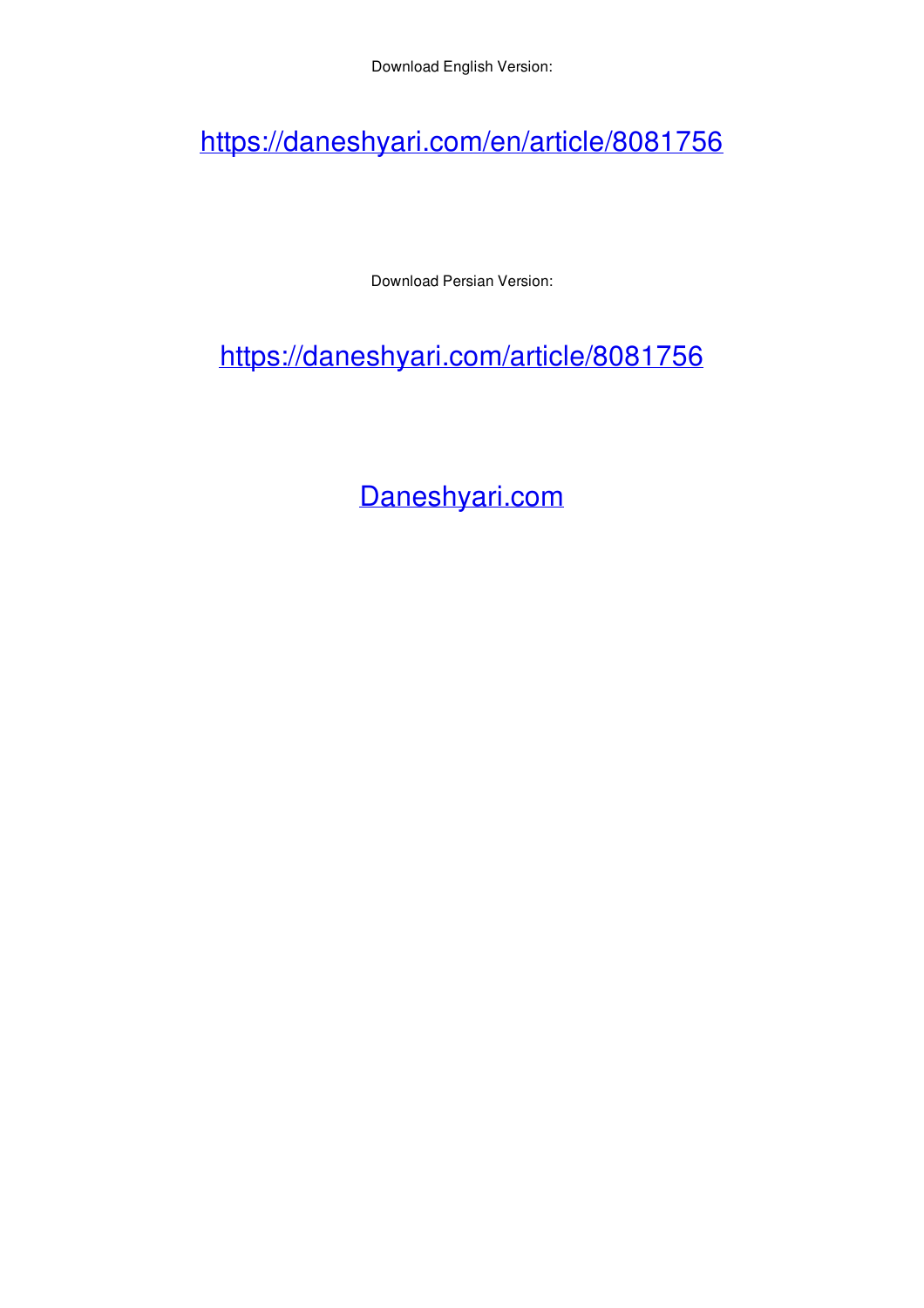Download English Version:

https://daneshyari.com/en/article/8081756

Download Persian Version:

https://daneshyari.com/article/8081756

Daneshyari.com